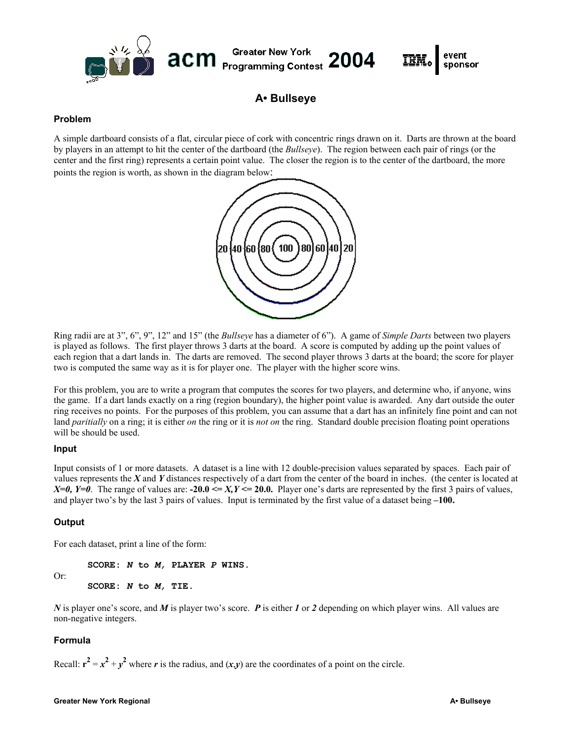Greater New York Programming Contest 2004

event sponsor

# A• Bullseye

## Problem

A simple dartboard consists of a flat, circular piece of cork with concentric rings drawn on it. Darts are thrown at the board by players in an attempt to hit the center of the dartboard (the *Bullseye*). The region between each pair of rings (or the center and the first ring) represents a certain point value. The closer the region is to the center of the dartboard, the more points the region is worth, as shown in the diagram below:

20 40 60 80 100 80 60 40 20

Ring radii are at 3", 6", 9", 12" and 15" (the *Bullseye* has a diameter of 6"). A game of *Simple Darts* between two players is played as follows. The first player throws 3 darts at the board. A score is computed by adding up the point values of each region that a dart lands in. The darts are removed. The second player throws 3 darts at the board; the score for player two is computed the same way as it is for player one. The player with the higher score wins.

For this problem, you are to write a program that computes the scores for two players, and determine who, if anyone, wins the game. If a dart lands exactly on a ring (region boundary), the higher point value is awarded. Any dart outside the outer ring receives no points. For the purposes of this problem, you can assume that a dart has an infinitely fine point and can not land *paritially* on a ring; it is either *on* the ring or it is *not on* the ring. Standard double precision floating point operations will be should be used.

## Input

Input consists of 1 or more datasets. A dataset is a line with 12 double-precision values separated by spaces. Each pair of values represents the ***X*** and ***Y*** distances respectively of a dart from the center of the board in inches. (the center is located at ***X=0, Y=0***. The range of values are: **-20.0 <= *X,Y* <= 20.0.** Player one's darts are represented by the first 3 pairs of values, and player two's by the last 3 pairs of values. Input is terminated by the first value of a dataset being **–100.**

## Output

For each dataset, print a line of the form:

```
SCORE: N to M, PLAYER P WINS.
```

Or:

```
SCORE: N to M, TIE.
```

***N*** is player one's score, and ***M*** is player two's score. ***P*** is either ***1*** or ***2*** depending on which player wins. All values are non-negative integers.

## Formula

Recall: $r^2 = x^2 + y^2$ where ***r*** is the radius, and $(x,y)$ are the coordinates of a point on the circle.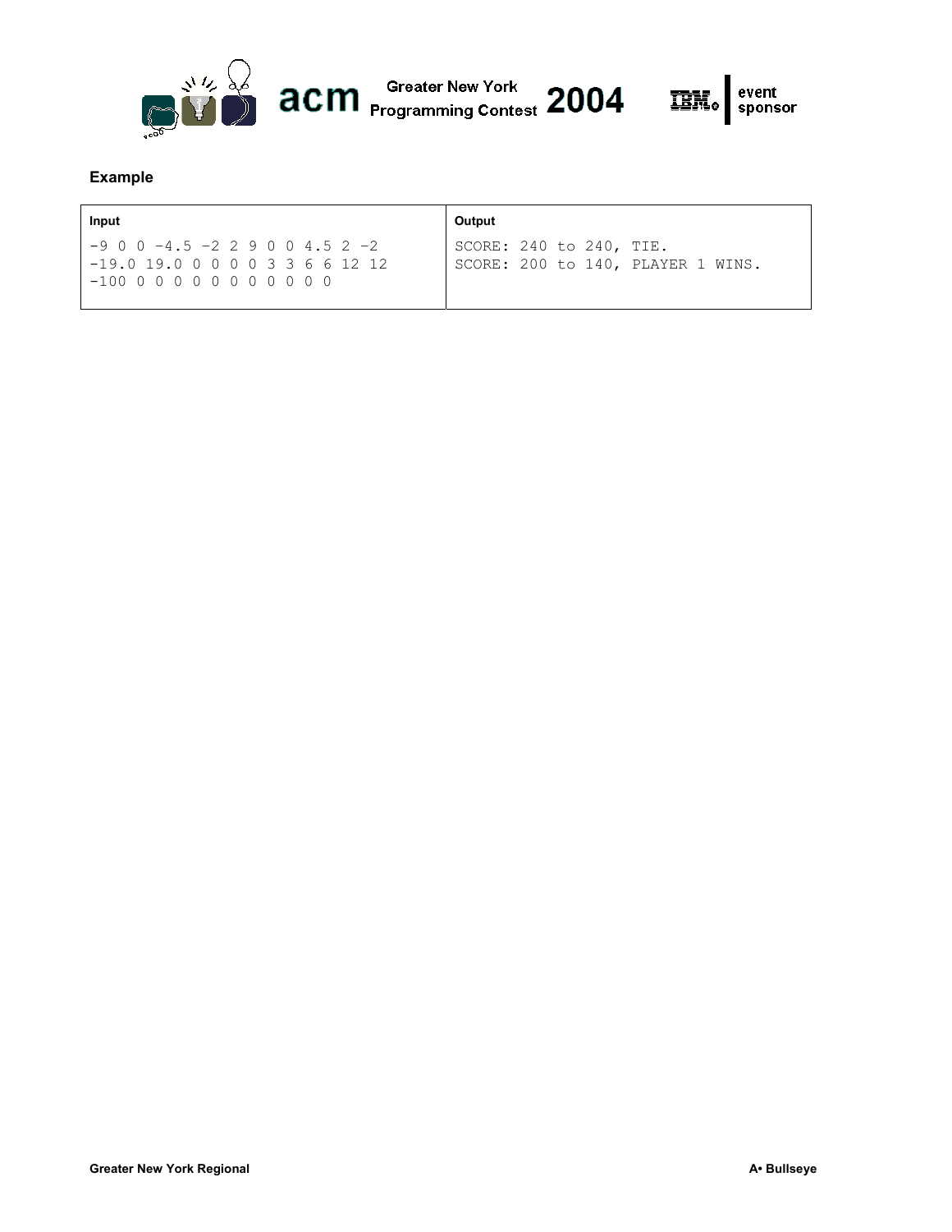## Example

| Input | Output |
| --- | --- |
| -9 0 0 -4.5 -2 2 9 0 0 4.5 2 -2<br>-19.0 19.0 0 0 0 0 3 3 6 6 12 12<br>-100 0 0 0 0 0 0 0 0 0 0 0 | SCORE: 240 to 240, TIE.<br>SCORE: 200 to 140, PLAYER 1 WINS. |